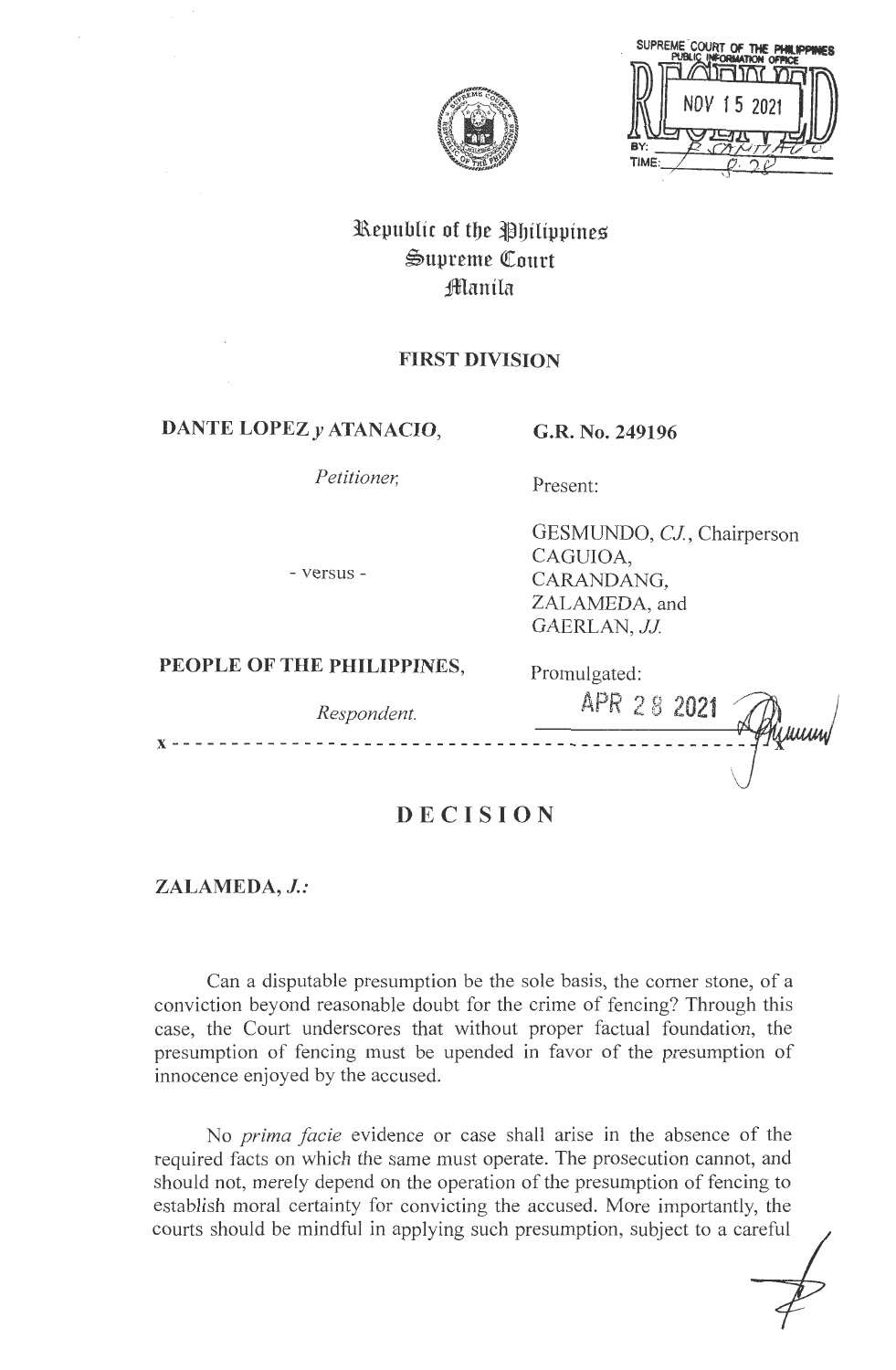Republic of the Philippines
Supreme Court
Manila

**FIRST DIVISION**

**DANTE LOPEZ *y* ATANACIO,**

*Petitioner,*

- versus -

**PEOPLE OF THE PHILIPPINES,**

*Respondent.*

**G.R. No. 249196**

Present:

GESMUNDO, *CJ.*, Chairperson
CAGUIOA,
CARANDANG,
ZALAMEDA, and
GAERLAN, *JJ.*

Promulgated:

APR 28 2021

x - - - - - - - - - - - - - - - - - - - - - - - - - - - - - - - - - - - - - - - - - - - x

# DECISION

**ZALAMEDA, *J.*:**

Can a disputable presumption be the sole basis, the corner stone, of a conviction beyond reasonable doubt for the crime of fencing? Through this case, the Court underscores that without proper factual foundation, the presumption of fencing must be upended in favor of the presumption of innocence enjoyed by the accused.

No *prima facie* evidence or case shall arise in the absence of the required facts on which the same must operate. The prosecution cannot, and should not, merely depend on the operation of the presumption of fencing to establish moral certainty for convicting the accused. More importantly, the courts should be mindful in applying such presumption, subject to a careful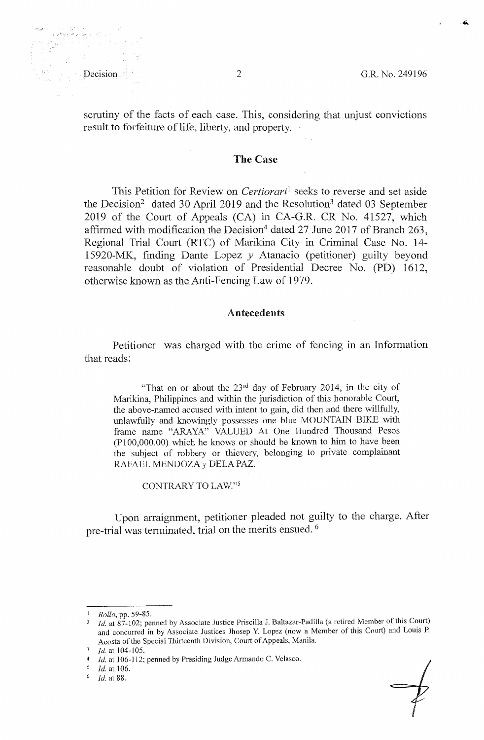scrutiny of the facts of each case. This, considering that unjust convictions result to forfeiture of life, liberty, and property.

## The Case

This Petition for Review on *Certiorari*[1] seeks to reverse and set aside the Decision[2] dated 30 April 2019 and the Resolution[3] dated 03 September 2019 of the Court of Appeals (CA) in CA-G.R. CR No. 41527, which affirmed with modification the Decision[4] dated 27 June 2017 of Branch 263, Regional Trial Court (RTC) of Marikina City in Criminal Case No. 14-15920-MK, finding Dante Lopez *y* Atanacio (petitioner) guilty beyond reasonable doubt of violation of Presidential Decree No. (PD) 1612, otherwise known as the Anti-Fencing Law of 1979.

## Antecedents

Petitioner was charged with the crime of fencing in an Information that reads:

> "That on or about the 23rd day of February 2014, in the city of Marikina, Philippines and within the jurisdiction of this honorable Court, the above-named accused with intent to gain, did then and there willfully, unlawfully and knowingly possesses one blue MOUNTAIN BIKE with frame name "ARAYA" VALUED At One Hundred Thousand Pesos (P100,000.00) which he knows or should be known to him to have been the subject of robbery or thievery, belonging to private complainant RAFAEL MENDOZA y DELA PAZ.
>
> CONTRARY TO LAW."[5]

Upon arraignment, petitioner pleaded not guilty to the charge. After pre-trial was terminated, trial on the merits ensued.[6]

---

[1] *Rollo*, pp. 59-85.

[2] *Id.* at 87-102; penned by Associate Justice Priscilla J. Baltazar-Padilla (a retired Member of this Court) and concurred in by Associate Justices Jhosep Y. Lopez (now a Member of this Court) and Louis P. Acosta of the Special Thirteenth Division, Court of Appeals, Manila.

[3] *Id.* at 104-105.

[4] *Id.* at 106-112; penned by Presiding Judge Armando C. Velasco.

[5] *Id.* at 106.

[6] *Id.* at 88.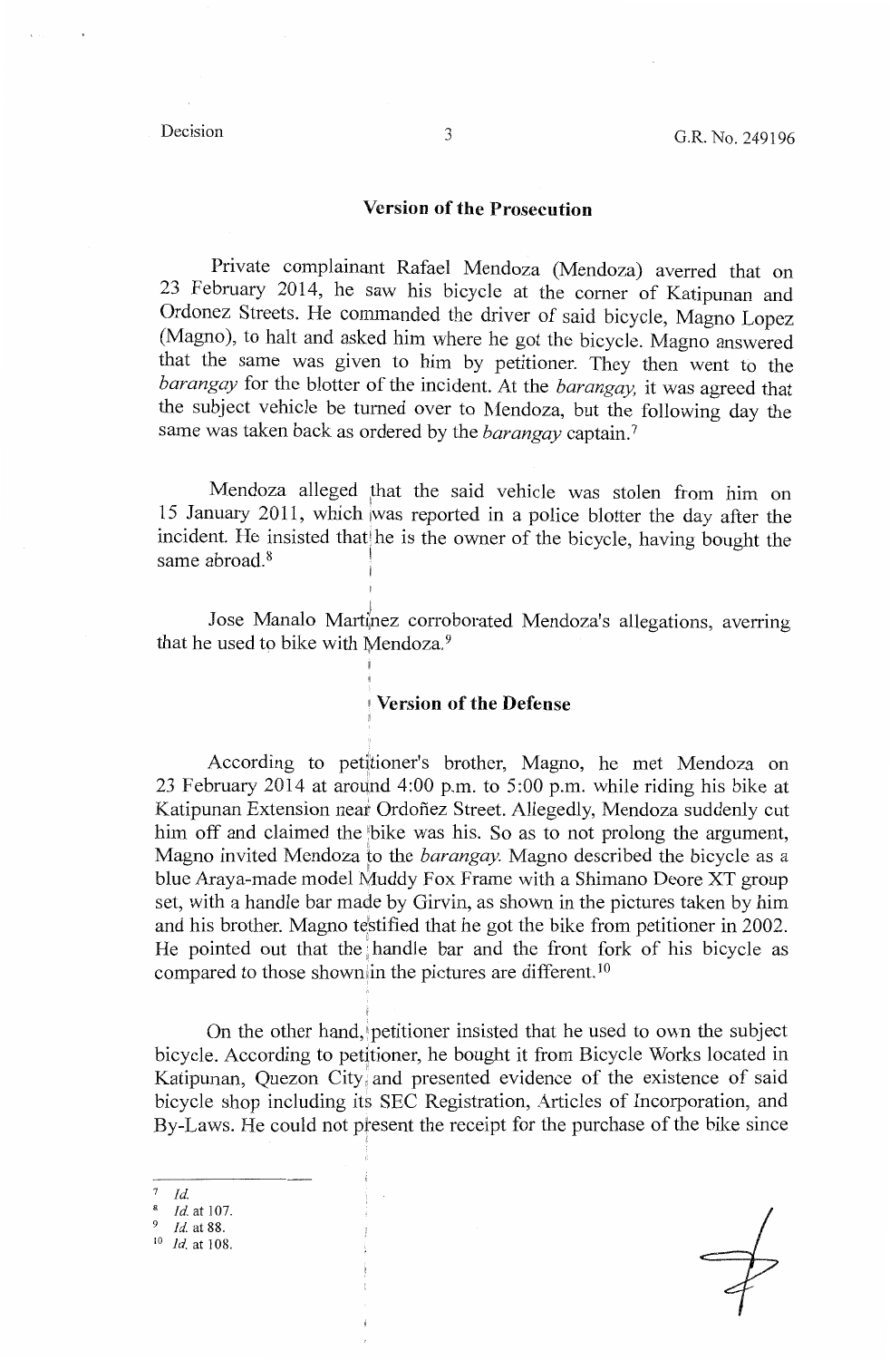### Version of the Prosecution

Private complainant Rafael Mendoza (Mendoza) averred that on 23 February 2014, he saw his bicycle at the corner of Katipunan and Ordonez Streets. He commanded the driver of said bicycle, Magno Lopez (Magno), to halt and asked him where he got the bicycle. Magno answered that the same was given to him by petitioner. They then went to the *barangay* for the blotter of the incident. At the *barangay*, it was agreed that the subject vehicle be turned over to Mendoza, but the following day the same was taken back as ordered by the *barangay* captain.[7]

Mendoza alleged that the said vehicle was stolen from him on 15 January 2011, which was reported in a police blotter the day after the incident. He insisted that he is the owner of the bicycle, having bought the same abroad.[8]

Jose Manalo Martinez corroborated Mendoza's allegations, averring that he used to bike with Mendoza.[9]

### Version of the Defense

According to petitioner's brother, Magno, he met Mendoza on 23 February 2014 at around 4:00 p.m. to 5:00 p.m. while riding his bike at Katipunan Extension near Ordoñez Street. Allegedly, Mendoza suddenly cut him off and claimed the bike was his. So as to not prolong the argument, Magno invited Mendoza to the *barangay*. Magno described the bicycle as a blue Araya-made model Muddy Fox Frame with a Shimano Deore XT group set, with a handle bar made by Girvin, as shown in the pictures taken by him and his brother. Magno testified that he got the bike from petitioner in 2002. He pointed out that the handle bar and the front fork of his bicycle as compared to those shown in the pictures are different.[10]

On the other hand, petitioner insisted that he used to own the subject bicycle. According to petitioner, he bought it from Bicycle Works located in Katipunan, Quezon City, and presented evidence of the existence of said bicycle shop including its SEC Registration, Articles of Incorporation, and By-Laws. He could not present the receipt for the purchase of the bike since

---

[7] *Id.*
[8] *Id.* at 107.
[9] *Id.* at 88.
[10] *Id.* at 108.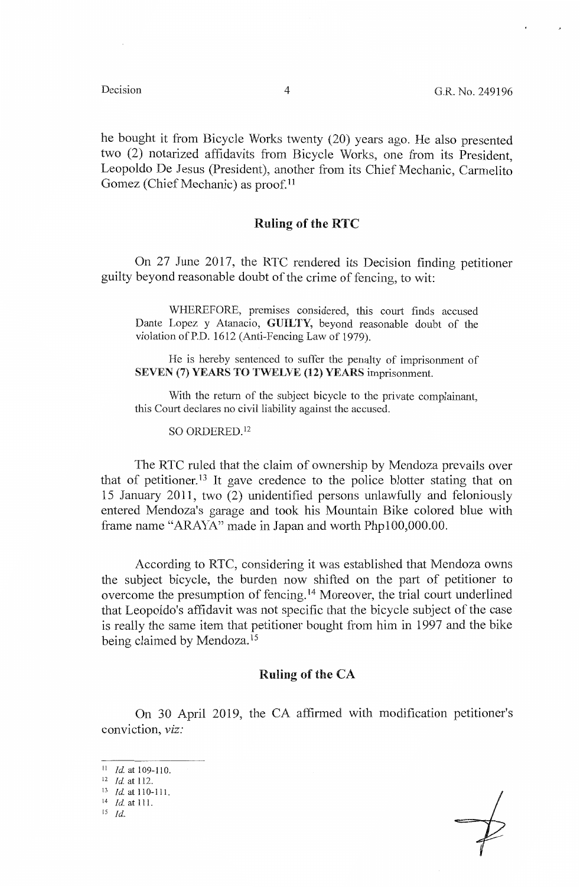he bought it from Bicycle Works twenty (20) years ago. He also presented two (2) notarized affidavits from Bicycle Works, one from its President, Leopoldo De Jesus (President), another from its Chief Mechanic, Carmelito Gomez (Chief Mechanic) as proof.[11]

## Ruling of the RTC

On 27 June 2017, the RTC rendered its Decision finding petitioner guilty beyond reasonable doubt of the crime of fencing, to wit:

> WHEREFORE, premises considered, this court finds accused Dante Lopez y Atanacio, **GUILTY**, beyond reasonable doubt of the violation of P.D. 1612 (Anti-Fencing Law of 1979).
>
> He is hereby sentenced to suffer the penalty of imprisonment of **SEVEN (7) YEARS TO TWELVE (12) YEARS** imprisonment.
>
> With the return of the subject bicycle to the private complainant, this Court declares no civil liability against the accused.
>
> SO ORDERED.[12]

The RTC ruled that the claim of ownership by Mendoza prevails over that of petitioner.[13] It gave credence to the police blotter stating that on 15 January 2011, two (2) unidentified persons unlawfully and feloniously entered Mendoza's garage and took his Mountain Bike colored blue with frame name "ARAYA" made in Japan and worth Php100,000.00.

According to RTC, considering it was established that Mendoza owns the subject bicycle, the burden now shifted on the part of petitioner to overcome the presumption of fencing.[14] Moreover, the trial court underlined that Leopoldo's affidavit was not specific that the bicycle subject of the case is really the same item that petitioner bought from him in 1997 and the bike being claimed by Mendoza.[15]

## Ruling of the CA

On 30 April 2019, the CA affirmed with modification petitioner's conviction, *viz:*

---

[11] *Id.* at 109-110.
[12] *Id.* at 112.
[13] *Id.* at 110-111.
[14] *Id.* at 111.
[15] *Id.*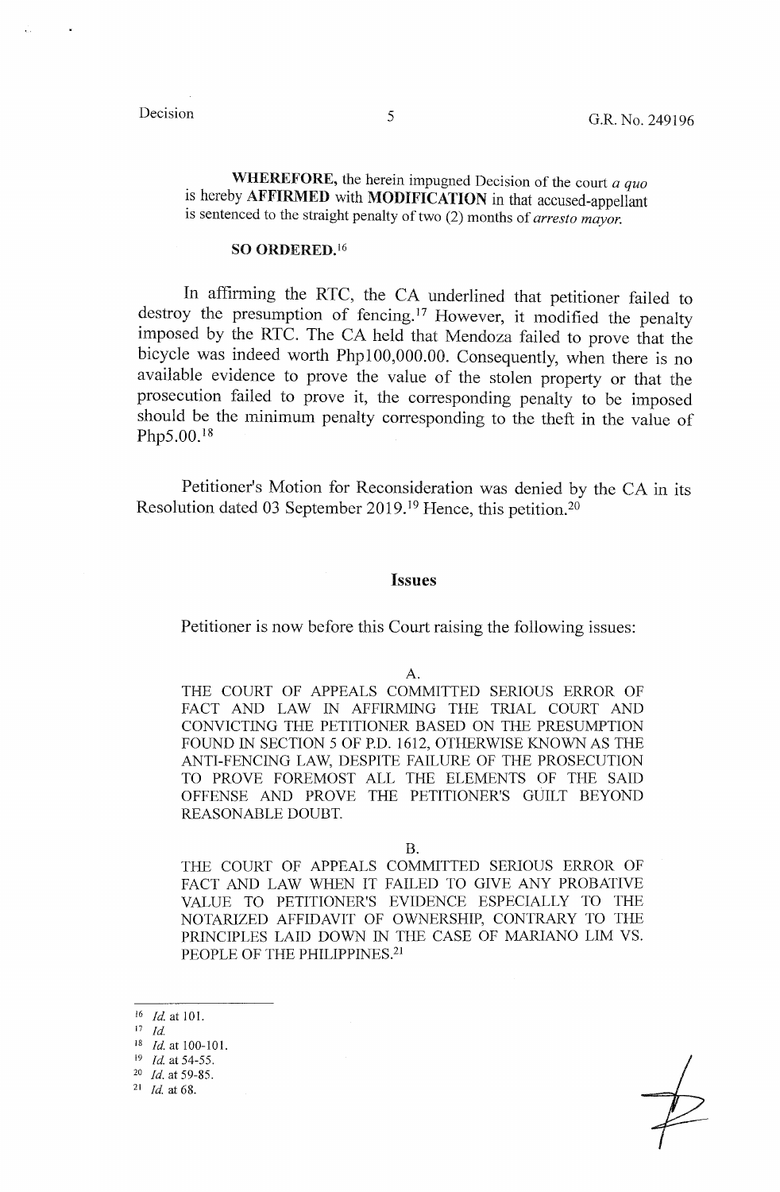**WHEREFORE,** the herein impugned Decision of the court *a quo* is hereby **AFFIRMED** with **MODIFICATION** in that accused-appellant is sentenced to the straight penalty of two (2) months of *arresto mayor.*

**SO ORDERED.**[16]

In affirming the RTC, the CA underlined that petitioner failed to destroy the presumption of fencing.[17] However, it modified the penalty imposed by the RTC. The CA held that Mendoza failed to prove that the bicycle was indeed worth Php100,000.00. Consequently, when there is no available evidence to prove the value of the stolen property or that the prosecution failed to prove it, the corresponding penalty to be imposed should be the minimum penalty corresponding to the theft in the value of Php5.00.[18]

Petitioner's Motion for Reconsideration was denied by the CA in its Resolution dated 03 September 2019.[19] Hence, this petition.[20]

## Issues

Petitioner is now before this Court raising the following issues:

A.

THE COURT OF APPEALS COMMITTED SERIOUS ERROR OF FACT AND LAW IN AFFIRMING THE TRIAL COURT AND CONVICTING THE PETITIONER BASED ON THE PRESUMPTION FOUND IN SECTION 5 OF P.D. 1612, OTHERWISE KNOWN AS THE ANTI-FENCING LAW, DESPITE FAILURE OF THE PROSECUTION TO PROVE FOREMOST ALL THE ELEMENTS OF THE SAID OFFENSE AND PROVE THE PETITIONER'S GUILT BEYOND REASONABLE DOUBT.

B.

THE COURT OF APPEALS COMMITTED SERIOUS ERROR OF FACT AND LAW WHEN IT FAILED TO GIVE ANY PROBATIVE VALUE TO PETITIONER'S EVIDENCE ESPECIALLY TO THE NOTARIZED AFFIDAVIT OF OWNERSHIP, CONTRARY TO THE PRINCIPLES LAID DOWN IN THE CASE OF MARIANO LIM VS. PEOPLE OF THE PHILIPPINES.[21]

---

[16] *Id.* at 101.

[17] *Id.*

[18] *Id.* at 100-101.

[19] *Id.* at 54-55.

[20] *Id.* at 59-85.

[21] *Id.* at 68.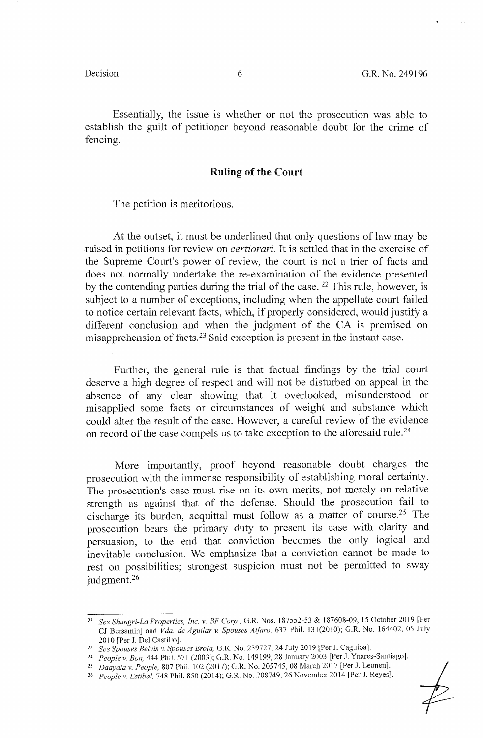Essentially, the issue is whether or not the prosecution was able to establish the guilt of petitioner beyond reasonable doubt for the crime of fencing.

## Ruling of the Court

The petition is meritorious.

At the outset, it must be underlined that only questions of law may be raised in petitions for review on *certiorari.* It is settled that in the exercise of the Supreme Court's power of review, the court is not a trier of facts and does not normally undertake the re-examination of the evidence presented by the contending parties during the trial of the case. [22] This rule, however, is subject to a number of exceptions, including when the appellate court failed to notice certain relevant facts, which, if properly considered, would justify a different conclusion and when the judgment of the CA is premised on misapprehension of facts.[23] Said exception is present in the instant case.

Further, the general rule is that factual findings by the trial court deserve a high degree of respect and will not be disturbed on appeal in the absence of any clear showing that it overlooked, misunderstood or misapplied some facts or circumstances of weight and substance which could alter the result of the case. However, a careful review of the evidence on record of the case compels us to take exception to the aforesaid rule.[24]

More importantly, proof beyond reasonable doubt charges the prosecution with the immense responsibility of establishing moral certainty. The prosecution's case must rise on its own merits, not merely on relative strength as against that of the defense. Should the prosecution fail to discharge its burden, acquittal must follow as a matter of course.[25] The prosecution bears the primary duty to present its case with clarity and persuasion, to the end that conviction becomes the only logical and inevitable conclusion. We emphasize that a conviction cannot be made to rest on possibilities; strongest suspicion must not be permitted to sway judgment.[26]

---

[22] *See Shangri-La Properties, Inc. v. BF Corp.,* G.R. Nos. 187552-53 & 187608-09, 15 October 2019 [Per CJ Bersamin] and *Vda. de Aguilar v. Spouses Alfaro,* 637 Phil. 131(2010); G.R. No. 164402, 05 July 2010 [Per J. Del Castillo].

[23] *See Spouses Belvis v. Spouses Erola,* G.R. No. 239727, 24 July 2019 [Per J. Caguioa].

[24] *People v. Bon,* 444 Phil. 571 (2003); G.R. No. 149199, 28 January 2003 [Per J. Ynares-Santiago].

[25] *Daayata v. People,* 807 Phil. 102 (2017); G.R. No. 205745, 08 March 2017 [Per J. Leonen].

[26] *People v. Estibal,* 748 Phil. 850 (2014); G.R. No. 208749, 26 November 2014 [Per J. Reyes].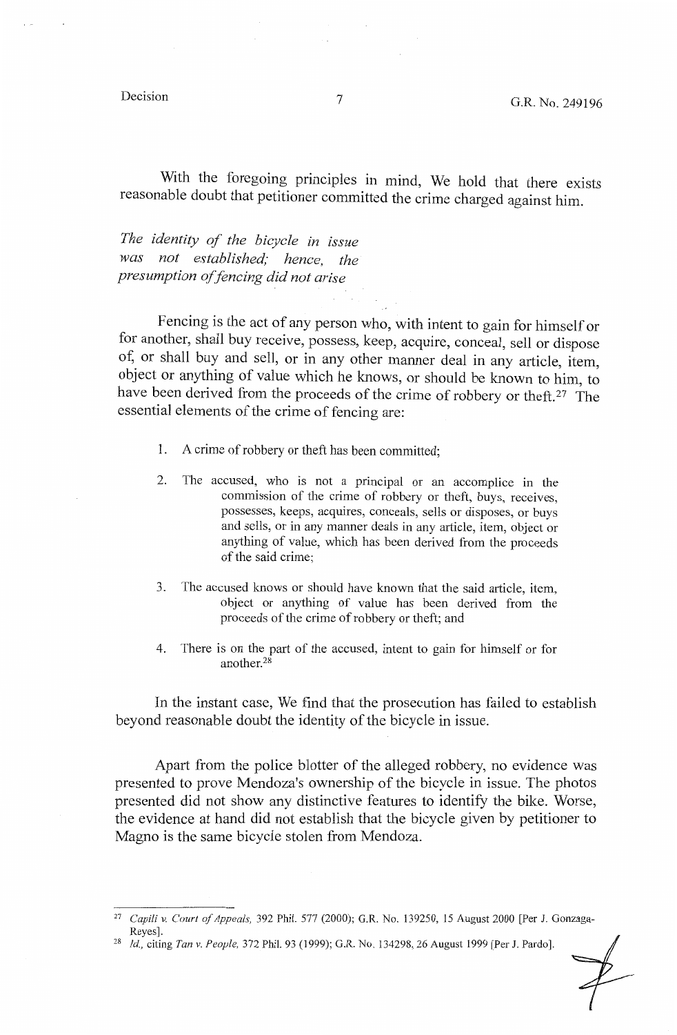With the foregoing principles in mind, We hold that there exists reasonable doubt that petitioner committed the crime charged against him.

*The identity of the bicycle in issue was not established; hence, the presumption of fencing did not arise*

Fencing is the act of any person who, with intent to gain for himself or for another, shall buy receive, possess, keep, acquire, conceal, sell or dispose of, or shall buy and sell, or in any other manner deal in any article, item, object or anything of value which he knows, or should be known to him, to have been derived from the proceeds of the crime of robbery or theft.[27] The essential elements of the crime of fencing are:

1. A crime of robbery or theft has been committed;

2. The accused, who is not a principal or an accomplice in the commission of the crime of robbery or theft, buys, receives, possesses, keeps, acquires, conceals, sells or disposes, or buys and sells, or in any manner deals in any article, item, object or anything of value, which has been derived from the proceeds of the said crime;

3. The accused knows or should have known that the said article, item, object or anything of value has been derived from the proceeds of the crime of robbery or theft; and

4. There is on the part of the accused, intent to gain for himself or for another.[28]

In the instant case, We find that the prosecution has failed to establish beyond reasonable doubt the identity of the bicycle in issue.

Apart from the police blotter of the alleged robbery, no evidence was presented to prove Mendoza's ownership of the bicycle in issue. The photos presented did not show any distinctive features to identify the bike. Worse, the evidence at hand did not establish that the bicycle given by petitioner to Magno is the same bicycle stolen from Mendoza.

---

[27] *Capili v. Court of Appeals,* 392 Phil. 577 (2000); G.R. No. 139250, 15 August 2000 [Per J. Gonzaga-Reyes].

[28] *Id.,* citing *Tan v. People,* 372 Phil. 93 (1999); G.R. No. 134298, 26 August 1999 [Per J. Pardo].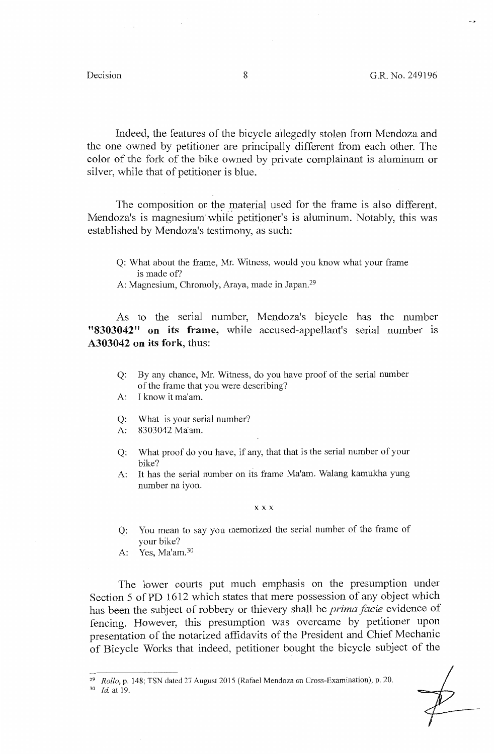Indeed, the features of the bicycle allegedly stolen from Mendoza and the one owned by petitioner are principally different from each other. The color of the fork of the bike owned by private complainant is aluminum or silver, while that of petitioner is blue.

The composition or the material used for the frame is also different. Mendoza's is magnesium while petitioner's is aluminum. Notably, this was established by Mendoza's testimony, as such:

> Q: What about the frame, Mr. Witness, would you know what your frame is made of?
>
> A: Magnesium, Chromoly, Araya, made in Japan.[29]

As to the serial number, Mendoza's bicycle has the number **"8303042" on its frame,** while accused-appellant's serial number is **A303042 on its fork**, thus:

> Q: By any chance, Mr. Witness, do you have proof of the serial number of the frame that you were describing?
>
> A: I know it ma'am.
>
> Q: What is your serial number?
>
> A: 8303042 Ma'am.
>
> Q: What proof do you have, if any, that that is the serial number of your bike?
>
> A: It has the serial number on its frame Ma'am. Walang kamukha yung number na iyon.
>
> x x x
>
> Q: You mean to say you memorized the serial number of the frame of your bike?
>
> A: Yes, Ma'am.[30]

The lower courts put much emphasis on the presumption under Section 5 of PD 1612 which states that mere possession of any object which has been the subject of robbery or thievery shall be *prima facie* evidence of fencing. However, this presumption was overcame by petitioner upon presentation of the notarized affidavits of the President and Chief Mechanic of Bicycle Works that indeed, petitioner bought the bicycle subject of the

---

[29] *Rollo*, p. 148; TSN dated 27 August 2015 (Rafael Mendoza on Cross-Examination), p. 20.

[30] *Id.* at 19.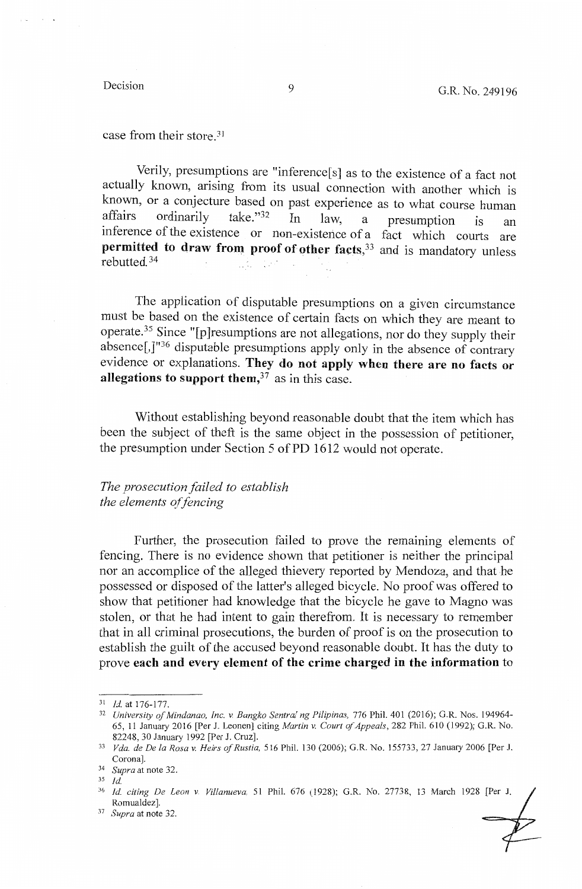case from their store.[31]

Verily, presumptions are "inference[s] as to the existence of a fact not actually known, arising from its usual connection with another which is known, or a conjecture based on past experience as to what course human affairs ordinarily take."[32] In law, a presumption is an inference of the existence or non-existence of a fact which courts are **permitted to draw from proof of other facts**,[33] and is mandatory unless rebutted.[34]

The application of disputable presumptions on a given circumstance must be based on the existence of certain facts on which they are meant to operate.[35] Since "[p]resumptions are not allegations, nor do they supply their absence[,]"[36] disputable presumptions apply only in the absence of contrary evidence or explanations. **They do not apply when there are no facts or allegations to support them,**[37] as in this case.

Without establishing beyond reasonable doubt that the item which has been the subject of theft is the same object in the possession of petitioner, the presumption under Section 5 of PD 1612 would not operate.

*The prosecution failed to establish the elements of fencing*

Further, the prosecution failed to prove the remaining elements of fencing. There is no evidence shown that petitioner is neither the principal nor an accomplice of the alleged thievery reported by Mendoza, and that he possessed or disposed of the latter's alleged bicycle. No proof was offered to show that petitioner had knowledge that the bicycle he gave to Magno was stolen, or that he had intent to gain therefrom. It is necessary to remember that in all criminal prosecutions, the burden of proof is on the prosecution to establish the guilt of the accused beyond reasonable doubt. It has the duty to prove **each and every element of the crime charged in the information** to

---

[31] *Id.* at 176-177.

[32] *University of Mindanao, Inc. v. Bangko Sentral ng Pilipinas,* 776 Phil. 401 (2016); G.R. Nos. 194964-65, 11 January 2016 [Per J. Leonen] citing *Martin v. Court of Appeals*, 282 Phil. 610 (1992); G.R. No. 82248, 30 January 1992 [Per J. Cruz].

[33] *Vda. de De la Rosa v. Heirs of Rustia,* 516 Phil. 130 (2006); G.R. No. 155733, 27 January 2006 [Per J. Corona].

[34] *Supra* at note 32.

[35] *Id.*

[36] *Id. citing De Leon v. Villanueva,* 51 Phil. 676 (1928); G.R. No. 27738, 13 March 1928 [Per J. Romualdez].

[37] *Supra* at note 32.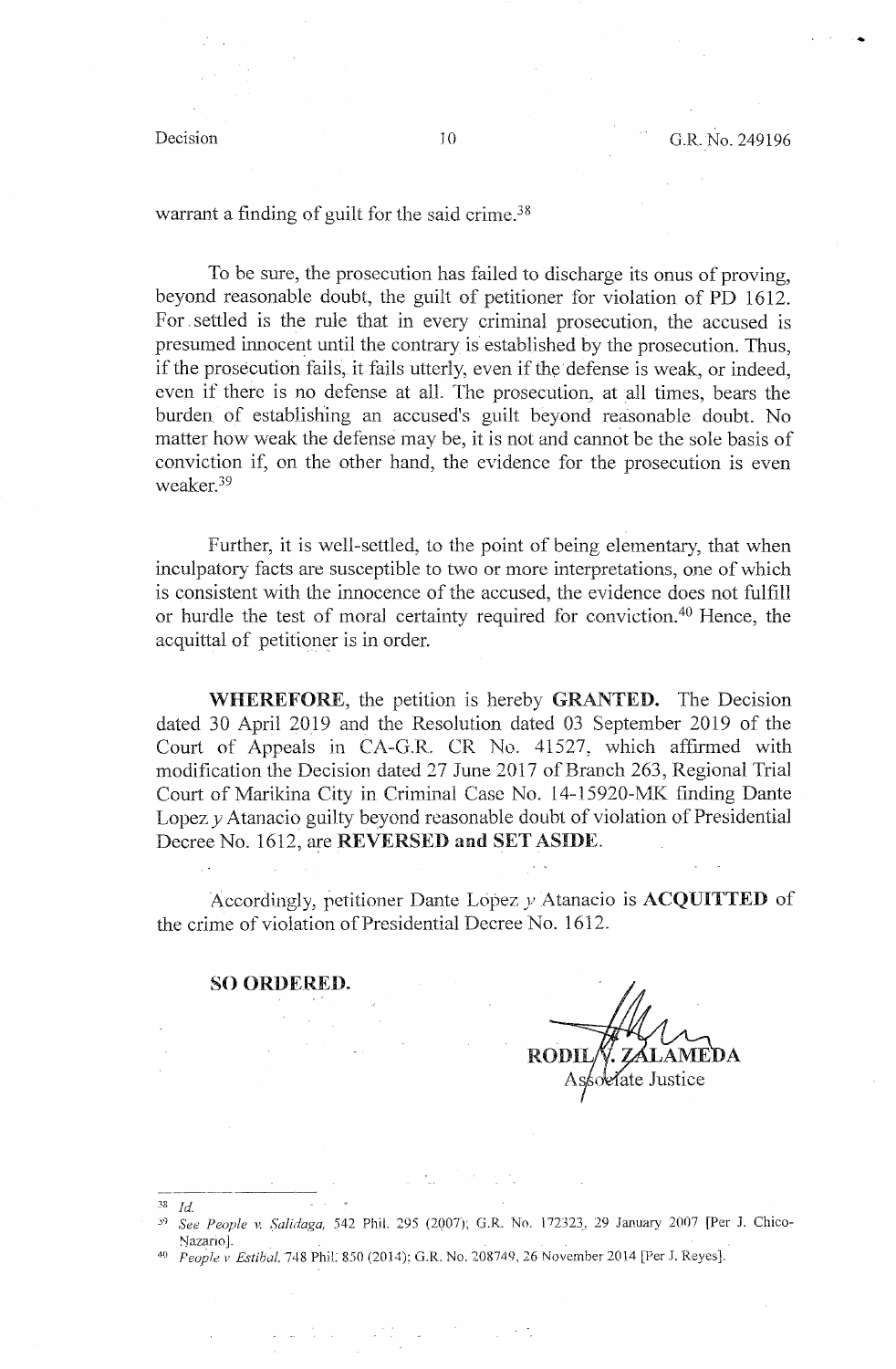warrant a finding of guilt for the said crime.[38]

To be sure, the prosecution has failed to discharge its onus of proving, beyond reasonable doubt, the guilt of petitioner for violation of PD 1612. For settled is the rule that in every criminal prosecution, the accused is presumed innocent until the contrary is established by the prosecution. Thus, if the prosecution fails, it fails utterly, even if the defense is weak, or indeed, even if there is no defense at all. The prosecution, at all times, bears the burden of establishing an accused's guilt beyond reasonable doubt. No matter how weak the defense may be, it is not and cannot be the sole basis of conviction if, on the other hand, the evidence for the prosecution is even weaker.[39]

Further, it is well-settled, to the point of being elementary, that when inculpatory facts are susceptible to two or more interpretations, one of which is consistent with the innocence of the accused, the evidence does not fulfill or hurdle the test of moral certainty required for conviction.[40] Hence, the acquittal of petitioner is in order.

**WHEREFORE**, the petition is hereby **GRANTED.** The Decision dated 30 April 2019 and the Resolution dated 03 September 2019 of the Court of Appeals in CA-G.R. CR No. 41527, which affirmed with modification the Decision dated 27 June 2017 of Branch 263, Regional Trial Court of Marikina City in Criminal Case No. 14-15920-MK finding Dante Lopez *y* Atanacio guilty beyond reasonable doubt of violation of Presidential Decree No. 1612, are **REVERSED and SET ASIDE**.

Accordingly, petitioner Dante Lopez *y* Atanacio is **ACQUITTED** of the crime of violation of Presidential Decree No. 1612.

**SO ORDERED.**

RODIL V. ZALAMEDA
Associate Justice

---

[38] *Id.*

[39] *See People v. Salidaga,* 542 Phil. 295 (2007); G.R. No. 172323, 29 January 2007 [Per J. Chico-Nazario].

[40] *People v. Estibal,* 748 Phil. 850 (2014); G.R. No. 208749, 26 November 2014 [Per J. Reyes].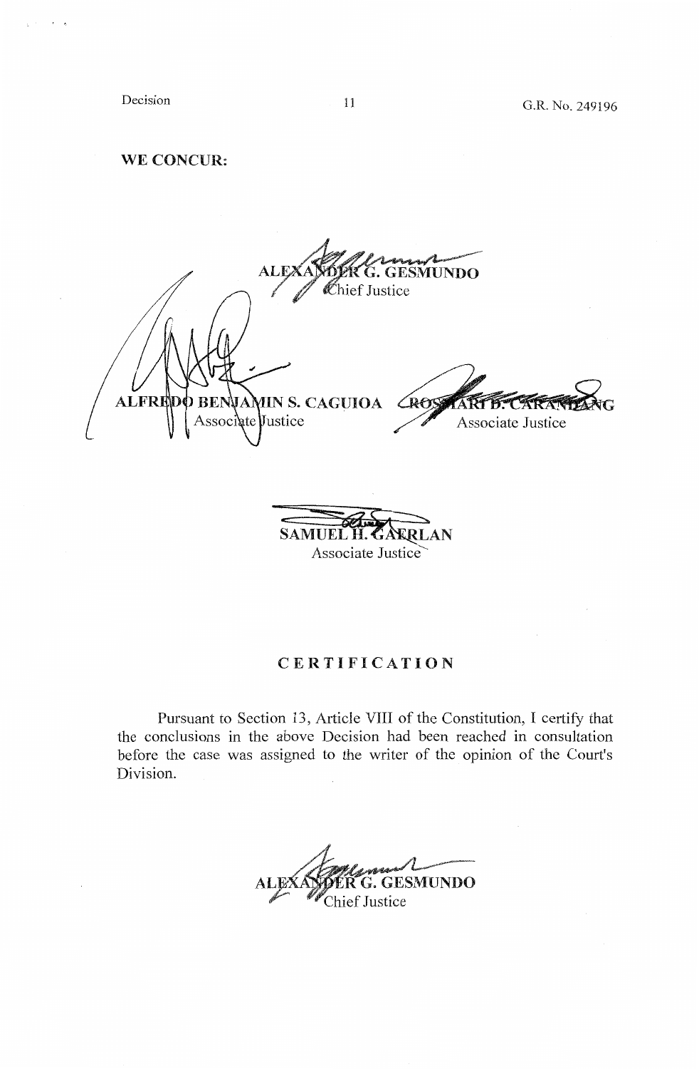**WE CONCUR:**

ALEXANDER G. GESMUNDO
Chief Justice

ALFREDO BENJAMIN S. CAGUIOA
Associate Justice

ROSMARI D. CARANDANG
Associate Justice

SAMUEL H. GAERLAN
Associate Justice

## CERTIFICATION

Pursuant to Section 13, Article VIII of the Constitution, I certify that the conclusions in the above Decision had been reached in consultation before the case was assigned to the writer of the opinion of the Court's Division.

ALEXANDER G. GESMUNDO
Chief Justice